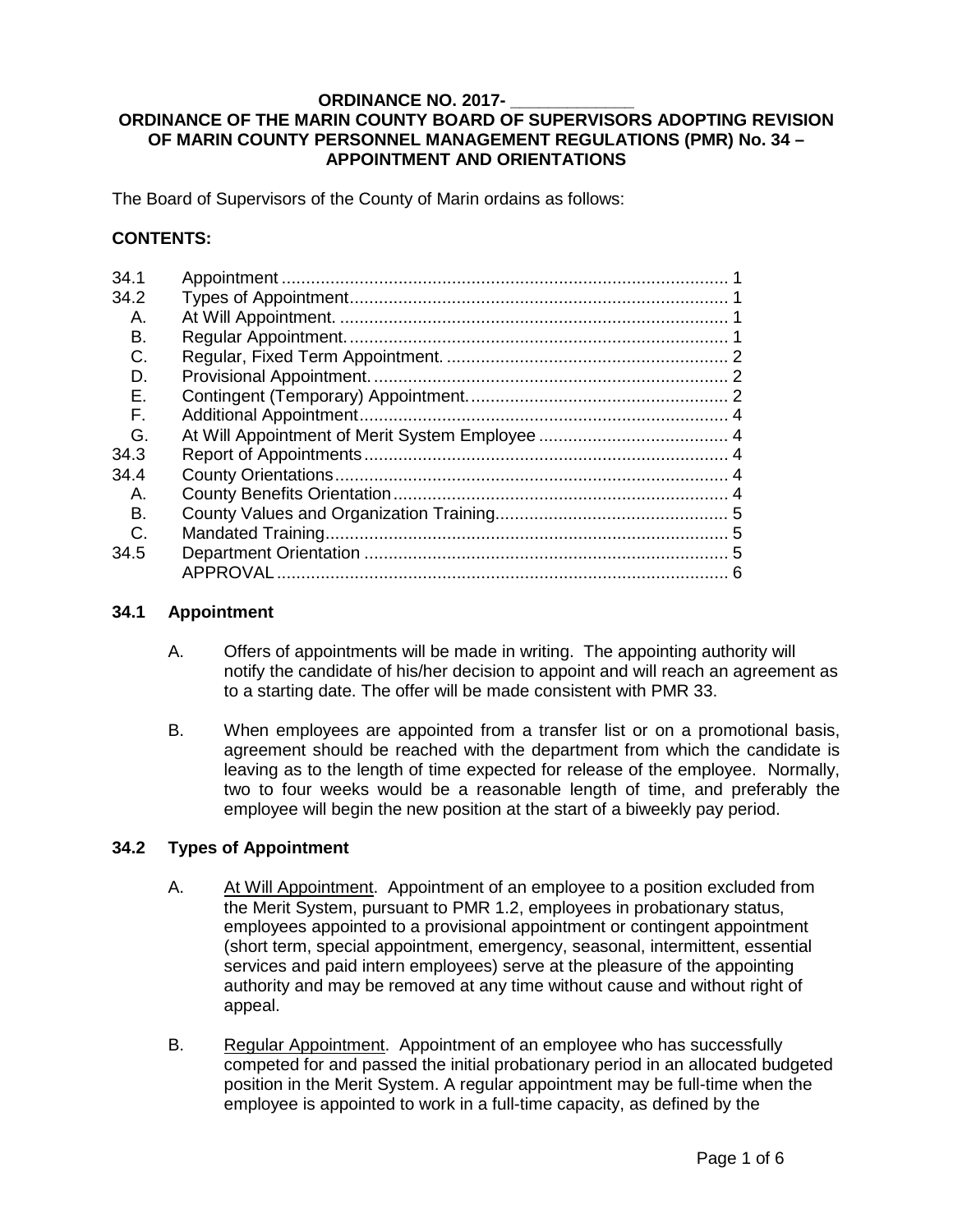**ORDINANCE NO. 2017- \_\_\_\_\_\_\_\_\_\_\_\_**

**ORDINANCE OF THE MARIN COUNTY BOARD OF SUPERVISORS ADOPTING REVISION OF MARIN COUNTY PERSONNEL MANAGEMENT REGULATIONS (PMR) No. 34 – APPOINTMENT AND ORIENTATIONS**

The Board of Supervisors of the County of Marin ordains as follows:

**CONTENTS:**

| | | |
|---|---|---|
| 34.1 | Appointment | 1 |
| 34.2 | Types of Appointment | 1 |
| A. | At Will Appointment. | 1 |
| B. | Regular Appointment. | 1 |
| C. | Regular, Fixed Term Appointment. | 2 |
| D. | Provisional Appointment. | 2 |
| E. | Contingent (Temporary) Appointment. | 2 |
| F. | Additional Appointment | 4 |
| G. | At Will Appointment of Merit System Employee | 4 |
| 34.3 | Report of Appointments | 4 |
| 34.4 | County Orientations | 4 |
| A. | County Benefits Orientation | 4 |
| B. | County Values and Organization Training | 5 |
| C. | Mandated Training | 5 |
| 34.5 | Department Orientation | 5 |
| | APPROVAL | 6 |

## 34.1 Appointment

A. Offers of appointments will be made in writing. The appointing authority will notify the candidate of his/her decision to appoint and will reach an agreement as to a starting date. The offer will be made consistent with PMR 33.

B. When employees are appointed from a transfer list or on a promotional basis, agreement should be reached with the department from which the candidate is leaving as to the length of time expected for release of the employee. Normally, two to four weeks would be a reasonable length of time, and preferably the employee will begin the new position at the start of a biweekly pay period.

## 34.2 Types of Appointment

A. At Will Appointment. Appointment of an employee to a position excluded from the Merit System, pursuant to PMR 1.2, employees in probationary status, employees appointed to a provisional appointment or contingent appointment (short term, special appointment, emergency, seasonal, intermittent, essential services and paid intern employees) serve at the pleasure of the appointing authority and may be removed at any time without cause and without right of appeal.

B. Regular Appointment. Appointment of an employee who has successfully competed for and passed the initial probationary period in an allocated budgeted position in the Merit System. A regular appointment may be full-time when the employee is appointed to work in a full-time capacity, as defined by the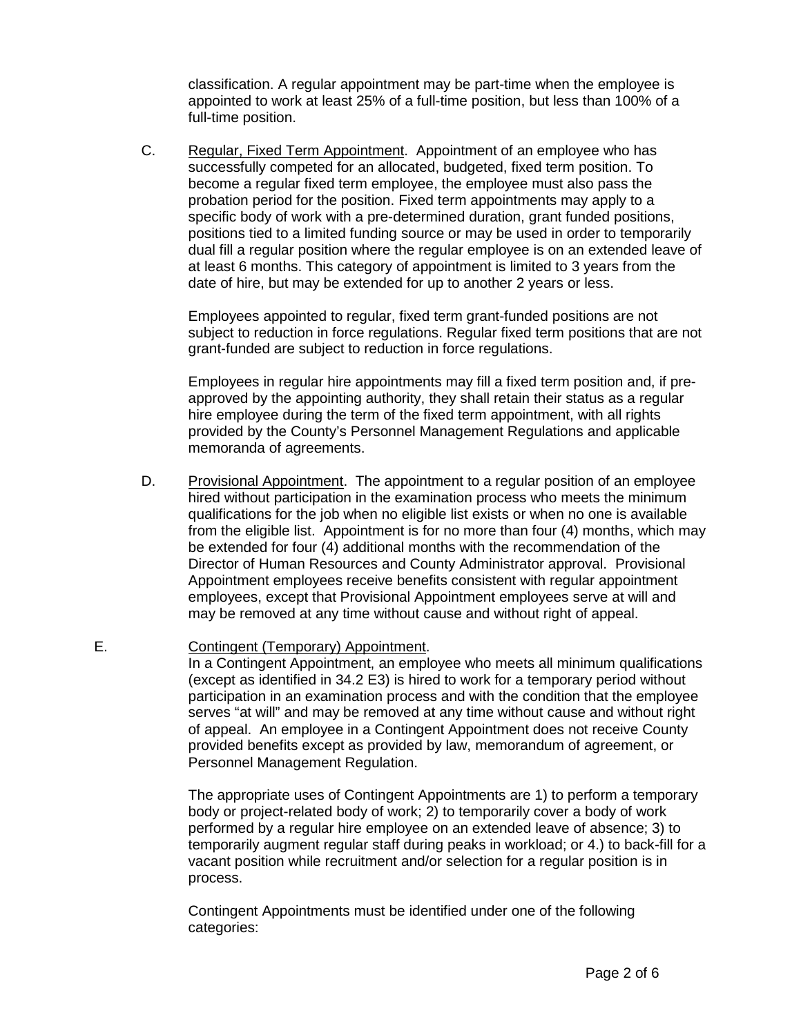classification. A regular appointment may be part-time when the employee is appointed to work at least 25% of a full-time position, but less than 100% of a full-time position.

C. Regular, Fixed Term Appointment. Appointment of an employee who has successfully competed for an allocated, budgeted, fixed term position. To become a regular fixed term employee, the employee must also pass the probation period for the position. Fixed term appointments may apply to a specific body of work with a pre-determined duration, grant funded positions, positions tied to a limited funding source or may be used in order to temporarily dual fill a regular position where the regular employee is on an extended leave of at least 6 months. This category of appointment is limited to 3 years from the date of hire, but may be extended for up to another 2 years or less.

   Employees appointed to regular, fixed term grant-funded positions are not subject to reduction in force regulations. Regular fixed term positions that are not grant-funded are subject to reduction in force regulations.

   Employees in regular hire appointments may fill a fixed term position and, if pre-approved by the appointing authority, they shall retain their status as a regular hire employee during the term of the fixed term appointment, with all rights provided by the County's Personnel Management Regulations and applicable memoranda of agreements.

D. Provisional Appointment. The appointment to a regular position of an employee hired without participation in the examination process who meets the minimum qualifications for the job when no eligible list exists or when no one is available from the eligible list. Appointment is for no more than four (4) months, which may be extended for four (4) additional months with the recommendation of the Director of Human Resources and County Administrator approval. Provisional Appointment employees receive benefits consistent with regular appointment employees, except that Provisional Appointment employees serve at will and may be removed at any time without cause and without right of appeal.

E. Contingent (Temporary) Appointment.
   In a Contingent Appointment, an employee who meets all minimum qualifications (except as identified in 34.2 E3) is hired to work for a temporary period without participation in an examination process and with the condition that the employee serves "at will" and may be removed at any time without cause and without right of appeal. An employee in a Contingent Appointment does not receive County provided benefits except as provided by law, memorandum of agreement, or Personnel Management Regulation.

   The appropriate uses of Contingent Appointments are 1) to perform a temporary body or project-related body of work; 2) to temporarily cover a body of work performed by a regular hire employee on an extended leave of absence; 3) to temporarily augment regular staff during peaks in workload; or 4.) to back-fill for a vacant position while recruitment and/or selection for a regular position is in process.

   Contingent Appointments must be identified under one of the following categories: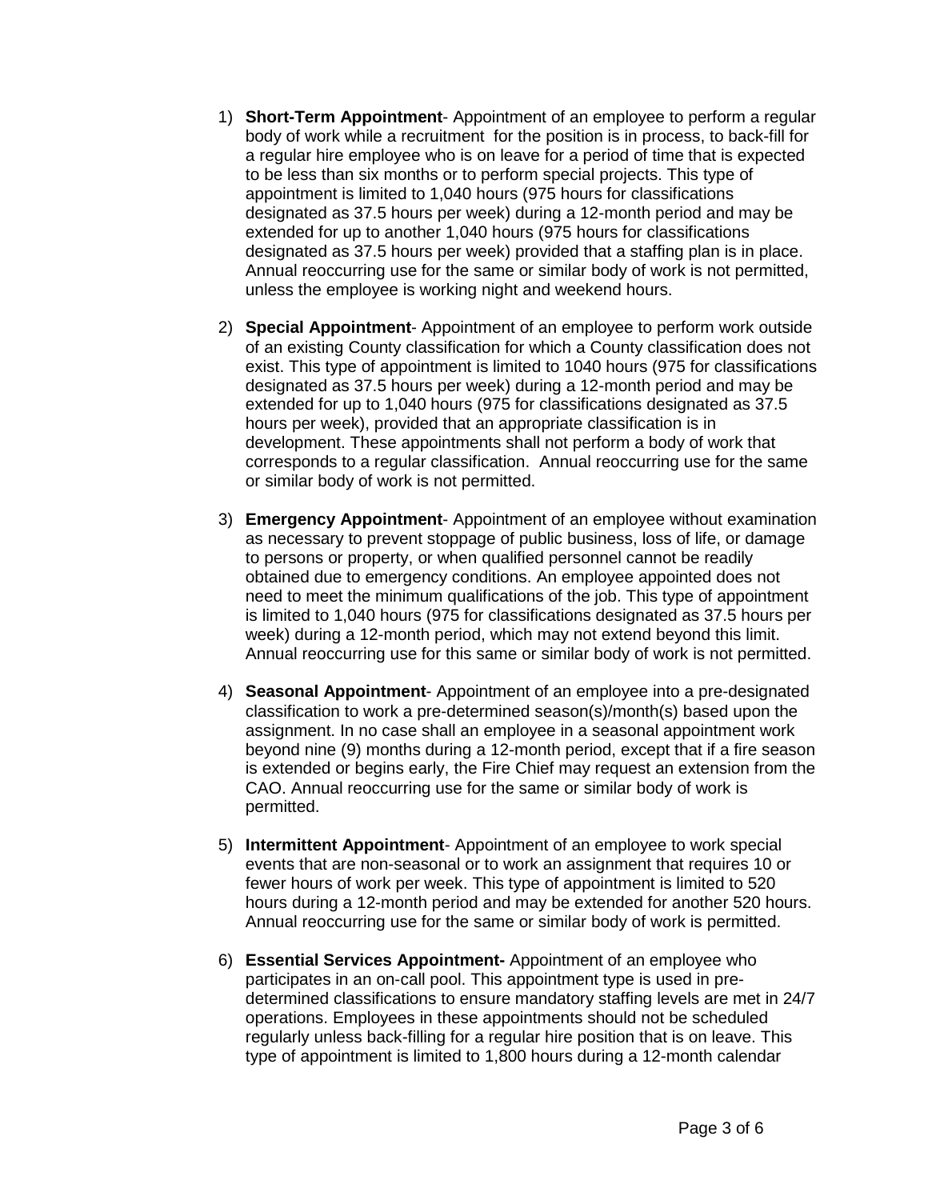1) **Short-Term Appointment**- Appointment of an employee to perform a regular body of work while a recruitment for the position is in process, to back-fill for a regular hire employee who is on leave for a period of time that is expected to be less than six months or to perform special projects. This type of appointment is limited to 1,040 hours (975 hours for classifications designated as 37.5 hours per week) during a 12-month period and may be extended for up to another 1,040 hours (975 hours for classifications designated as 37.5 hours per week) provided that a staffing plan is in place. Annual reoccurring use for the same or similar body of work is not permitted, unless the employee is working night and weekend hours.

2) **Special Appointment**- Appointment of an employee to perform work outside of an existing County classification for which a County classification does not exist. This type of appointment is limited to 1040 hours (975 for classifications designated as 37.5 hours per week) during a 12-month period and may be extended for up to 1,040 hours (975 for classifications designated as 37.5 hours per week), provided that an appropriate classification is in development. These appointments shall not perform a body of work that corresponds to a regular classification. Annual reoccurring use for the same or similar body of work is not permitted.

3) **Emergency Appointment**- Appointment of an employee without examination as necessary to prevent stoppage of public business, loss of life, or damage to persons or property, or when qualified personnel cannot be readily obtained due to emergency conditions. An employee appointed does not need to meet the minimum qualifications of the job. This type of appointment is limited to 1,040 hours (975 for classifications designated as 37.5 hours per week) during a 12-month period, which may not extend beyond this limit. Annual reoccurring use for this same or similar body of work is not permitted.

4) **Seasonal Appointment**- Appointment of an employee into a pre-designated classification to work a pre-determined season(s)/month(s) based upon the assignment. In no case shall an employee in a seasonal appointment work beyond nine (9) months during a 12-month period, except that if a fire season is extended or begins early, the Fire Chief may request an extension from the CAO. Annual reoccurring use for the same or similar body of work is permitted.

5) **Intermittent Appointment**- Appointment of an employee to work special events that are non-seasonal or to work an assignment that requires 10 or fewer hours of work per week. This type of appointment is limited to 520 hours during a 12-month period and may be extended for another 520 hours. Annual reoccurring use for the same or similar body of work is permitted.

6) **Essential Services Appointment-** Appointment of an employee who participates in an on-call pool. This appointment type is used in pre-determined classifications to ensure mandatory staffing levels are met in 24/7 operations. Employees in these appointments should not be scheduled regularly unless back-filling for a regular hire position that is on leave. This type of appointment is limited to 1,800 hours during a 12-month calendar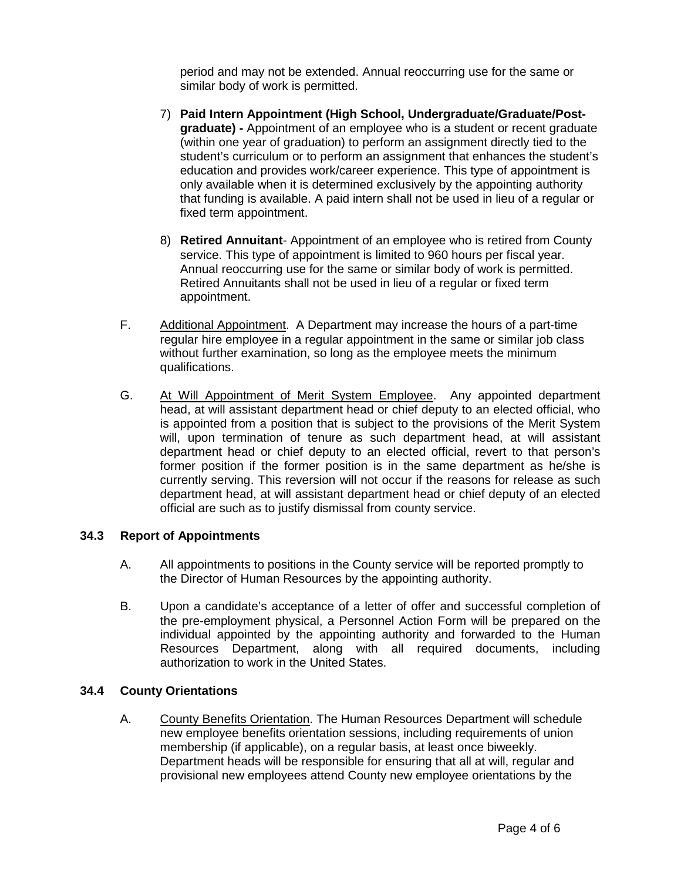period and may not be extended. Annual reoccurring use for the same or similar body of work is permitted.

7) **Paid Intern Appointment (High School, Undergraduate/Graduate/Post-graduate) -** Appointment of an employee who is a student or recent graduate (within one year of graduation) to perform an assignment directly tied to the student's curriculum or to perform an assignment that enhances the student's education and provides work/career experience. This type of appointment is only available when it is determined exclusively by the appointing authority that funding is available. A paid intern shall not be used in lieu of a regular or fixed term appointment.

8) **Retired Annuitant**- Appointment of an employee who is retired from County service. This type of appointment is limited to 960 hours per fiscal year. Annual reoccurring use for the same or similar body of work is permitted. Retired Annuitants shall not be used in lieu of a regular or fixed term appointment.

F. Additional Appointment. A Department may increase the hours of a part-time regular hire employee in a regular appointment in the same or similar job class without further examination, so long as the employee meets the minimum qualifications.

G. At Will Appointment of Merit System Employee. Any appointed department head, at will assistant department head or chief deputy to an elected official, who is appointed from a position that is subject to the provisions of the Merit System will, upon termination of tenure as such department head, at will assistant department head or chief deputy to an elected official, revert to that person's former position if the former position is in the same department as he/she is currently serving. This reversion will not occur if the reasons for release as such department head, at will assistant department head or chief deputy of an elected official are such as to justify dismissal from county service.

### 34.3 Report of Appointments

A. All appointments to positions in the County service will be reported promptly to the Director of Human Resources by the appointing authority.

B. Upon a candidate's acceptance of a letter of offer and successful completion of the pre-employment physical, a Personnel Action Form will be prepared on the individual appointed by the appointing authority and forwarded to the Human Resources Department, along with all required documents, including authorization to work in the United States.

### 34.4 County Orientations

A. County Benefits Orientation. The Human Resources Department will schedule new employee benefits orientation sessions, including requirements of union membership (if applicable), on a regular basis, at least once biweekly. Department heads will be responsible for ensuring that all at will, regular and provisional new employees attend County new employee orientations by the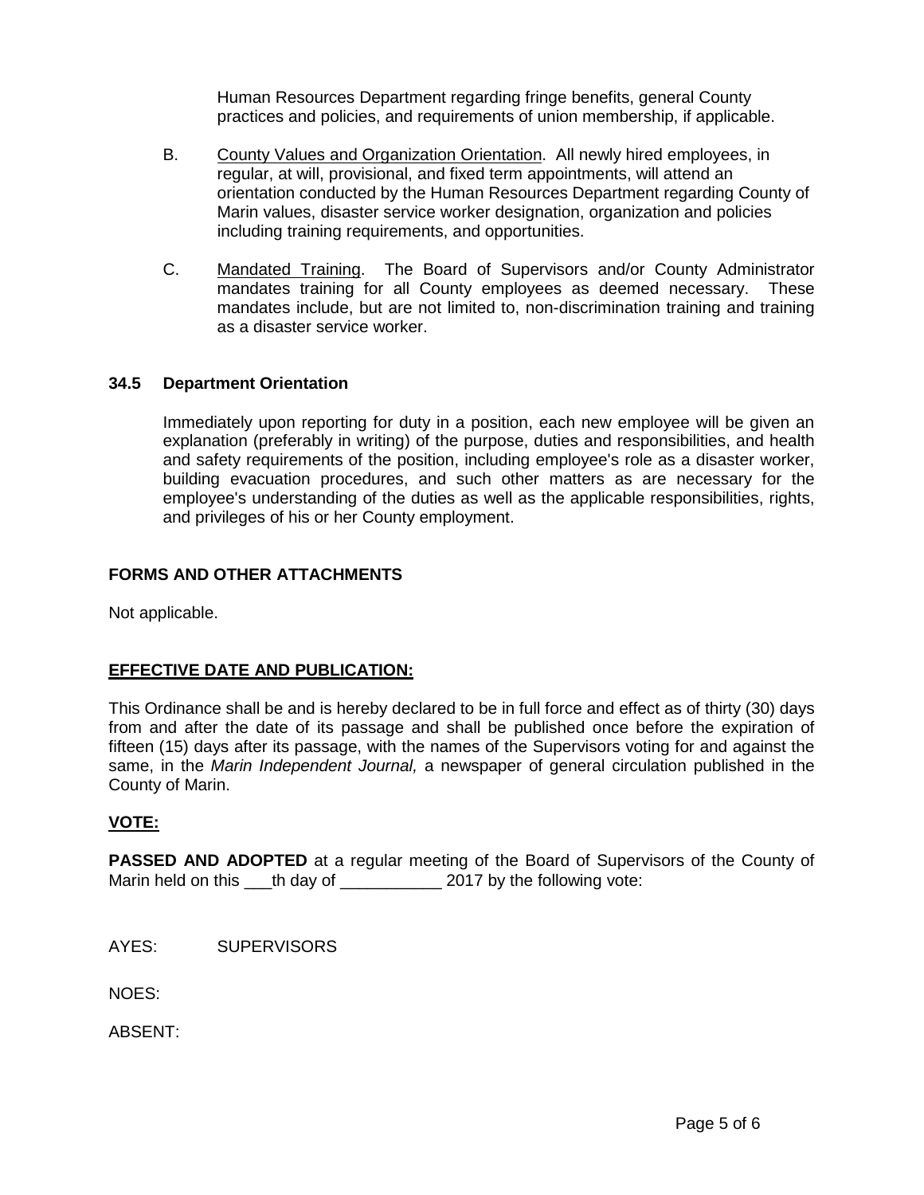Human Resources Department regarding fringe benefits, general County practices and policies, and requirements of union membership, if applicable.

B. County Values and Organization Orientation. All newly hired employees, in regular, at will, provisional, and fixed term appointments, will attend an orientation conducted by the Human Resources Department regarding County of Marin values, disaster service worker designation, organization and policies including training requirements, and opportunities.

C. Mandated Training. The Board of Supervisors and/or County Administrator mandates training for all County employees as deemed necessary. These mandates include, but are not limited to, non-discrimination training and training as a disaster service worker.

### 34.5 Department Orientation

Immediately upon reporting for duty in a position, each new employee will be given an explanation (preferably in writing) of the purpose, duties and responsibilities, and health and safety requirements of the position, including employee's role as a disaster worker, building evacuation procedures, and such other matters as are necessary for the employee's understanding of the duties as well as the applicable responsibilities, rights, and privileges of his or her County employment.

## FORMS AND OTHER ATTACHMENTS

Not applicable.

## EFFECTIVE DATE AND PUBLICATION:

This Ordinance shall be and is hereby declared to be in full force and effect as of thirty (30) days from and after the date of its passage and shall be published once before the expiration of fifteen (15) days after its passage, with the names of the Supervisors voting for and against the same, in the *Marin Independent Journal,* a newspaper of general circulation published in the County of Marin.

## VOTE:

**PASSED AND ADOPTED** at a regular meeting of the Board of Supervisors of the County of Marin held on this ___th day of ___________ 2017 by the following vote:

AYES: SUPERVISORS

NOES:

ABSENT: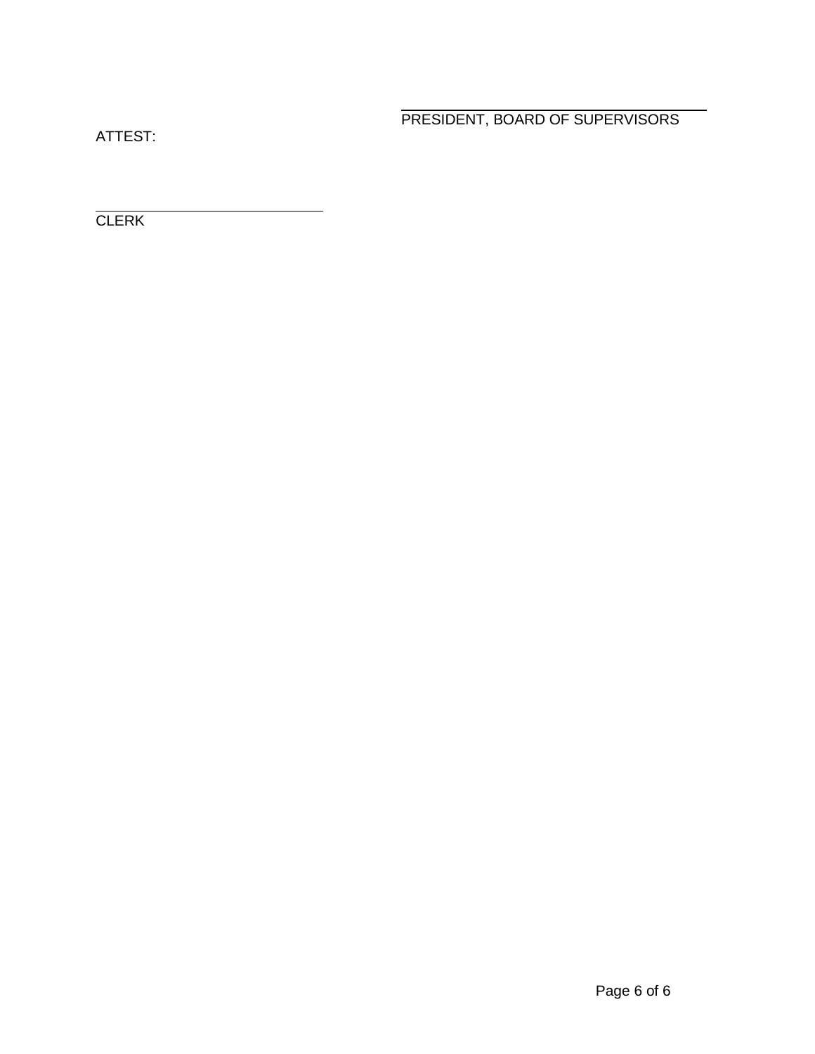______________________________
PRESIDENT, BOARD OF SUPERVISORS

ATTEST:

______________________________
CLERK